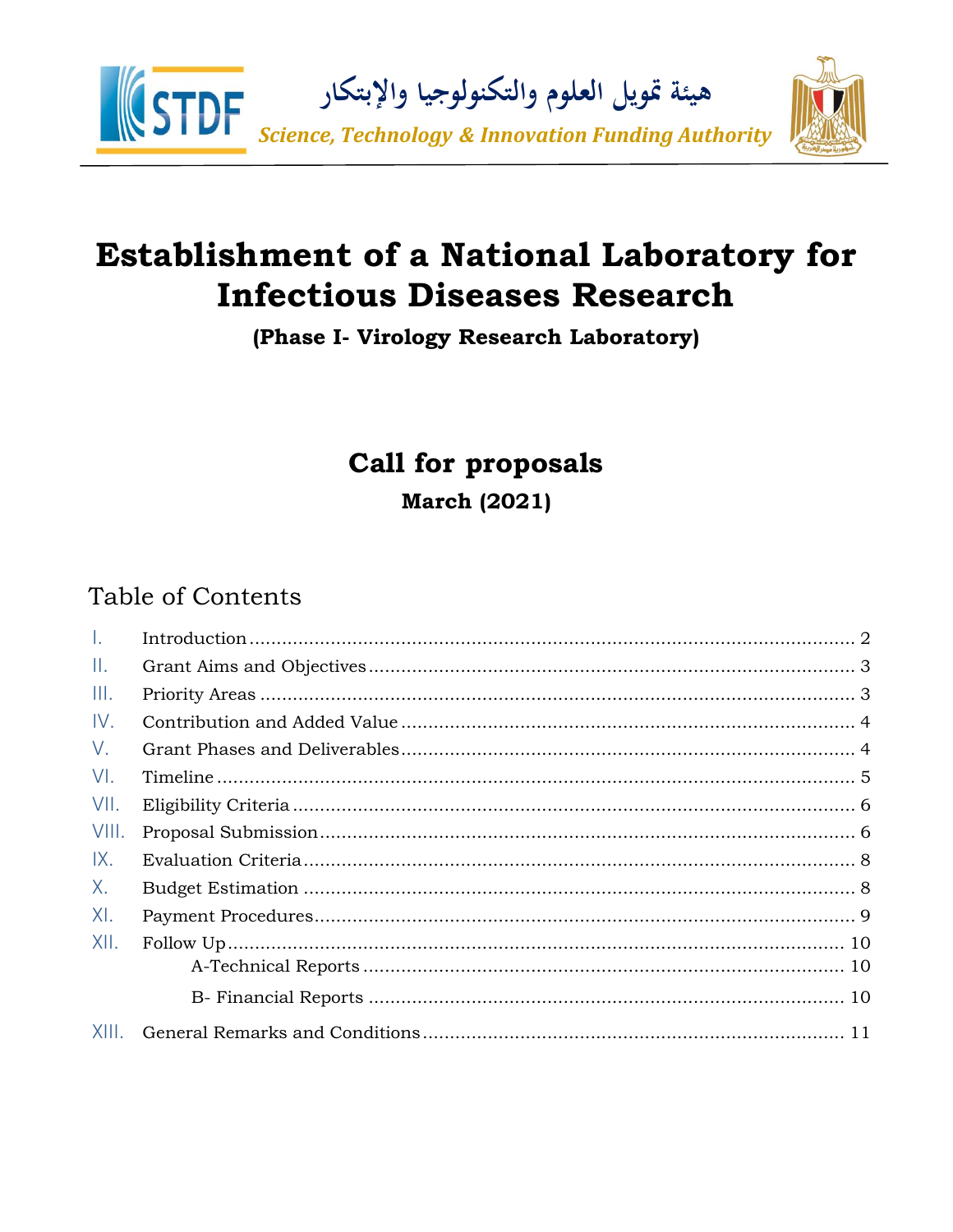هيئة تمويل العلوم والتكنولوجيا والإبتكار

*Science, Technology & Innovation Funding Authority*

# Establishment of a National Laboratory for Infectious Diseases Research

**(Phase I- Virology Research Laboratory)**

## Call for proposals

**March (2021)**

## Table of Contents

I. Introduction ........ 2
II. Grant Aims and Objectives ........ 3
III. Priority Areas ........ 3
IV. Contribution and Added Value ........ 4
V. Grant Phases and Deliverables ........ 4
VI. Timeline ........ 5
VII. Eligibility Criteria ........ 6
VIII. Proposal Submission ........ 6
IX. Evaluation Criteria ........ 8
X. Budget Estimation ........ 8
XI. Payment Procedures ........ 9
XII. Follow Up ........ 10
  A-Technical Reports ........ 10
  B- Financial Reports ........ 10
XIII. General Remarks and Conditions ........ 11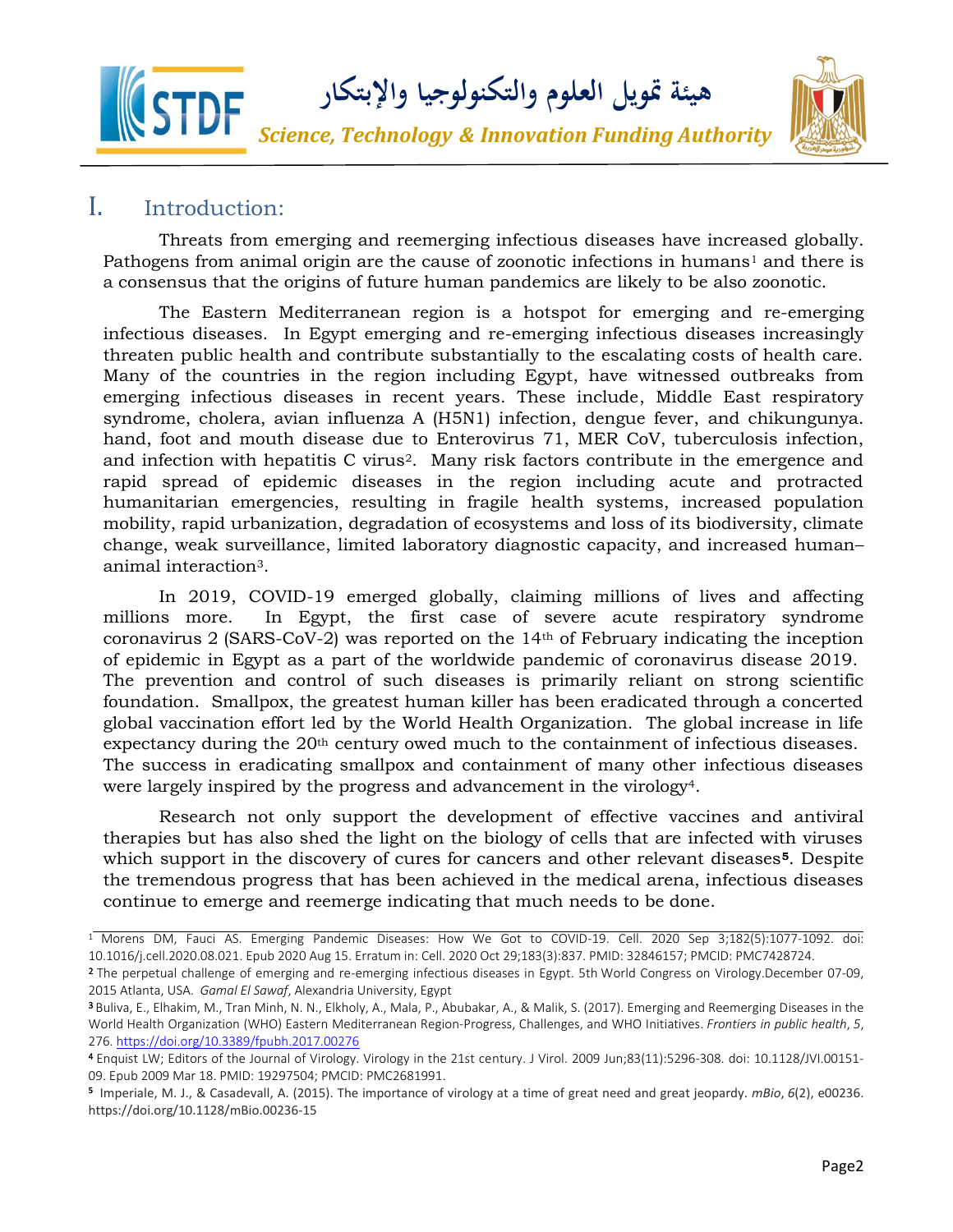# I. Introduction:

Threats from emerging and reemerging infectious diseases have increased globally. Pathogens from animal origin are the cause of zoonotic infections in humans[1] and there is a consensus that the origins of future human pandemics are likely to be also zoonotic.

The Eastern Mediterranean region is a hotspot for emerging and re-emerging infectious diseases. In Egypt emerging and re-emerging infectious diseases increasingly threaten public health and contribute substantially to the escalating costs of health care. Many of the countries in the region including Egypt, have witnessed outbreaks from emerging infectious diseases in recent years. These include, Middle East respiratory syndrome, cholera, avian influenza A (H5N1) infection, dengue fever, and chikungunya. hand, foot and mouth disease due to Enterovirus 71, MER CoV, tuberculosis infection, and infection with hepatitis C virus[2]. Many risk factors contribute in the emergence and rapid spread of epidemic diseases in the region including acute and protracted humanitarian emergencies, resulting in fragile health systems, increased population mobility, rapid urbanization, degradation of ecosystems and loss of its biodiversity, climate change, weak surveillance, limited laboratory diagnostic capacity, and increased human–animal interaction[3].

In 2019, COVID-19 emerged globally, claiming millions of lives and affecting millions more. In Egypt, the first case of severe acute respiratory syndrome coronavirus 2 (SARS-CoV-2) was reported on the 14th of February indicating the inception of epidemic in Egypt as a part of the worldwide pandemic of coronavirus disease 2019. The prevention and control of such diseases is primarily reliant on strong scientific foundation. Smallpox, the greatest human killer has been eradicated through a concerted global vaccination effort led by the World Health Organization. The global increase in life expectancy during the 20th century owed much to the containment of infectious diseases. The success in eradicating smallpox and containment of many other infectious diseases were largely inspired by the progress and advancement in the virology[4].

Research not only support the development of effective vaccines and antiviral therapies but has also shed the light on the biology of cells that are infected with viruses which support in the discovery of cures for cancers and other relevant diseases[5]. Despite the tremendous progress that has been achieved in the medical arena, infectious diseases continue to emerge and reemerge indicating that much needs to be done.

---

[1] Morens DM, Fauci AS. Emerging Pandemic Diseases: How We Got to COVID-19. Cell. 2020 Sep 3;182(5):1077-1092. doi: 10.1016/j.cell.2020.08.021. Epub 2020 Aug 15. Erratum in: Cell. 2020 Oct 29;183(3):837. PMID: 32846157; PMCID: PMC7428724.

[2] The perpetual challenge of emerging and re-emerging infectious diseases in Egypt. 5th World Congress on Virology.December 07-09, 2015 Atlanta, USA. *Gamal El Sawaf*, Alexandria University, Egypt

[3] Buliva, E., Elhakim, M., Tran Minh, N. N., Elkholy, A., Mala, P., Abubakar, A., & Malik, S. (2017). Emerging and Reemerging Diseases in the World Health Organization (WHO) Eastern Mediterranean Region-Progress, Challenges, and WHO Initiatives. *Frontiers in public health*, *5*, 276. https://doi.org/10.3389/fpubh.2017.00276

[4] Enquist LW; Editors of the Journal of Virology. Virology in the 21st century. J Virol. 2009 Jun;83(11):5296-308. doi: 10.1128/JVI.00151-09. Epub 2009 Mar 18. PMID: 19297504; PMCID: PMC2681991.

[5] Imperiale, M. J., & Casadevall, A. (2015). The importance of virology at a time of great need and great jeopardy. *mBio*, *6*(2), e00236. https://doi.org/10.1128/mBio.00236-15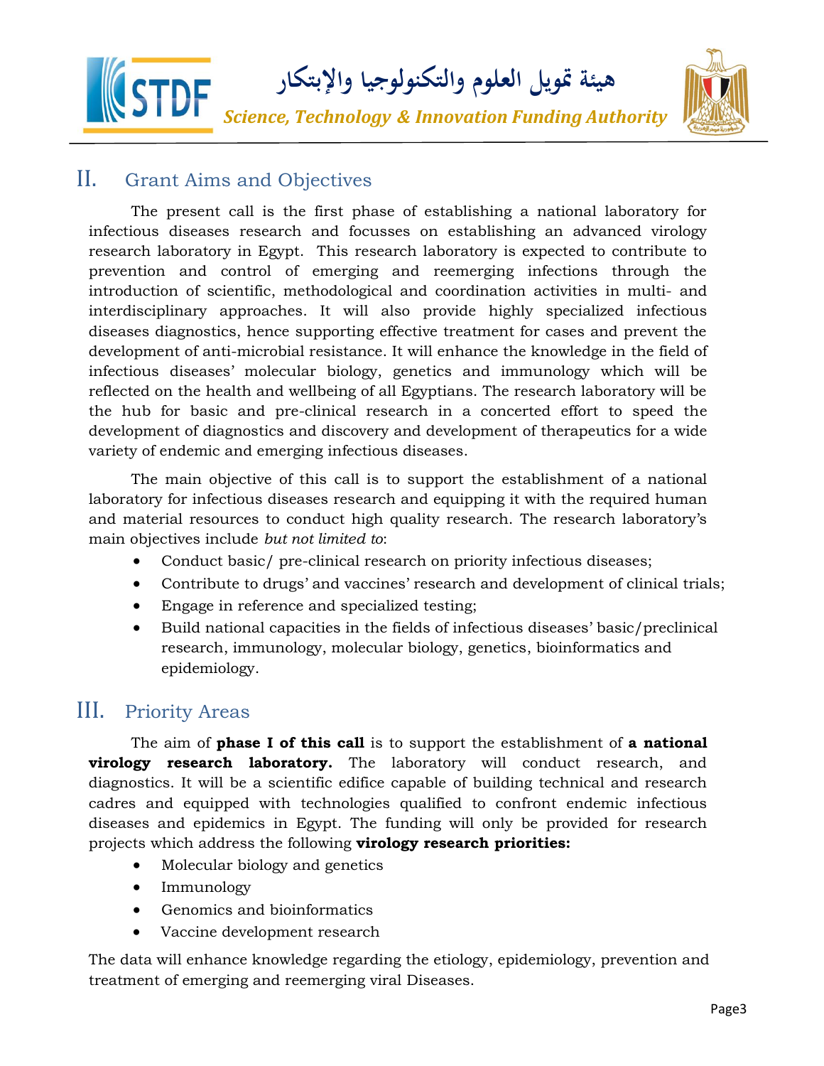## II. Grant Aims and Objectives

The present call is the first phase of establishing a national laboratory for infectious diseases research and focusses on establishing an advanced virology research laboratory in Egypt. This research laboratory is expected to contribute to prevention and control of emerging and reemerging infections through the introduction of scientific, methodological and coordination activities in multi- and interdisciplinary approaches. It will also provide highly specialized infectious diseases diagnostics, hence supporting effective treatment for cases and prevent the development of anti-microbial resistance. It will enhance the knowledge in the field of infectious diseases' molecular biology, genetics and immunology which will be reflected on the health and wellbeing of all Egyptians. The research laboratory will be the hub for basic and pre-clinical research in a concerted effort to speed the development of diagnostics and discovery and development of therapeutics for a wide variety of endemic and emerging infectious diseases.

The main objective of this call is to support the establishment of a national laboratory for infectious diseases research and equipping it with the required human and material resources to conduct high quality research. The research laboratory's main objectives include *but not limited to*:

- Conduct basic/ pre-clinical research on priority infectious diseases;
- Contribute to drugs' and vaccines' research and development of clinical trials;
- Engage in reference and specialized testing;
- Build national capacities in the fields of infectious diseases' basic/preclinical research, immunology, molecular biology, genetics, bioinformatics and epidemiology.

## III. Priority Areas

The aim of **phase I of this call** is to support the establishment of **a national virology research laboratory.** The laboratory will conduct research, and diagnostics. It will be a scientific edifice capable of building technical and research cadres and equipped with technologies qualified to confront endemic infectious diseases and epidemics in Egypt. The funding will only be provided for research projects which address the following **virology research priorities:**

- Molecular biology and genetics
- Immunology
- Genomics and bioinformatics
- Vaccine development research

The data will enhance knowledge regarding the etiology, epidemiology, prevention and treatment of emerging and reemerging viral Diseases.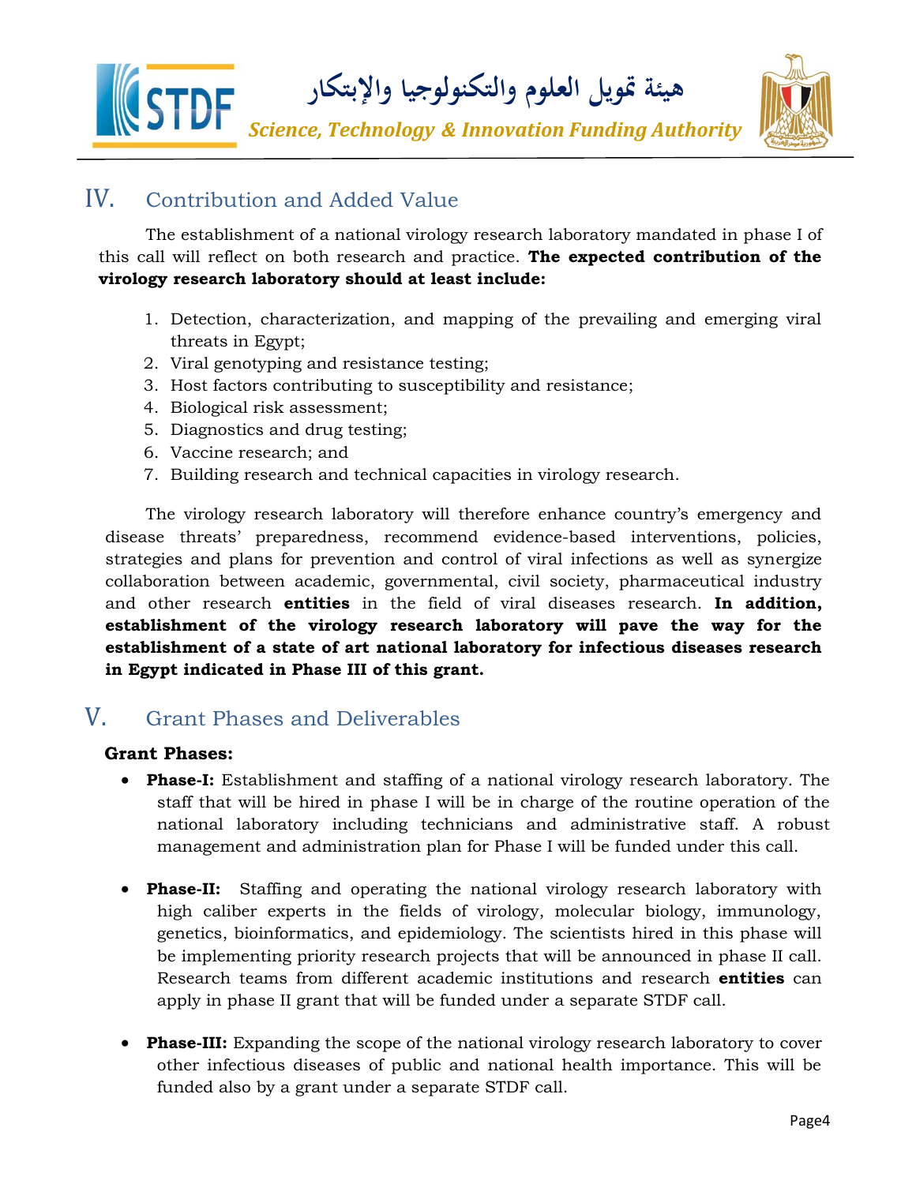## IV. Contribution and Added Value

The establishment of a national virology research laboratory mandated in phase I of this call will reflect on both research and practice. **The expected contribution of the virology research laboratory should at least include:**

1. Detection, characterization, and mapping of the prevailing and emerging viral threats in Egypt;
2. Viral genotyping and resistance testing;
3. Host factors contributing to susceptibility and resistance;
4. Biological risk assessment;
5. Diagnostics and drug testing;
6. Vaccine research; and
7. Building research and technical capacities in virology research.

The virology research laboratory will therefore enhance country's emergency and disease threats' preparedness, recommend evidence-based interventions, policies, strategies and plans for prevention and control of viral infections as well as synergize collaboration between academic, governmental, civil society, pharmaceutical industry and other research **entities** in the field of viral diseases research. **In addition, establishment of the virology research laboratory will pave the way for the establishment of a state of art national laboratory for infectious diseases research in Egypt indicated in Phase III of this grant.**

## V. Grant Phases and Deliverables

**Grant Phases:**

- **Phase-I:** Establishment and staffing of a national virology research laboratory. The staff that will be hired in phase I will be in charge of the routine operation of the national laboratory including technicians and administrative staff. A robust management and administration plan for Phase I will be funded under this call.

- **Phase-II:** Staffing and operating the national virology research laboratory with high caliber experts in the fields of virology, molecular biology, immunology, genetics, bioinformatics, and epidemiology. The scientists hired in this phase will be implementing priority research projects that will be announced in phase II call. Research teams from different academic institutions and research **entities** can apply in phase II grant that will be funded under a separate STDF call.

- **Phase-III:** Expanding the scope of the national virology research laboratory to cover other infectious diseases of public and national health importance. This will be funded also by a grant under a separate STDF call.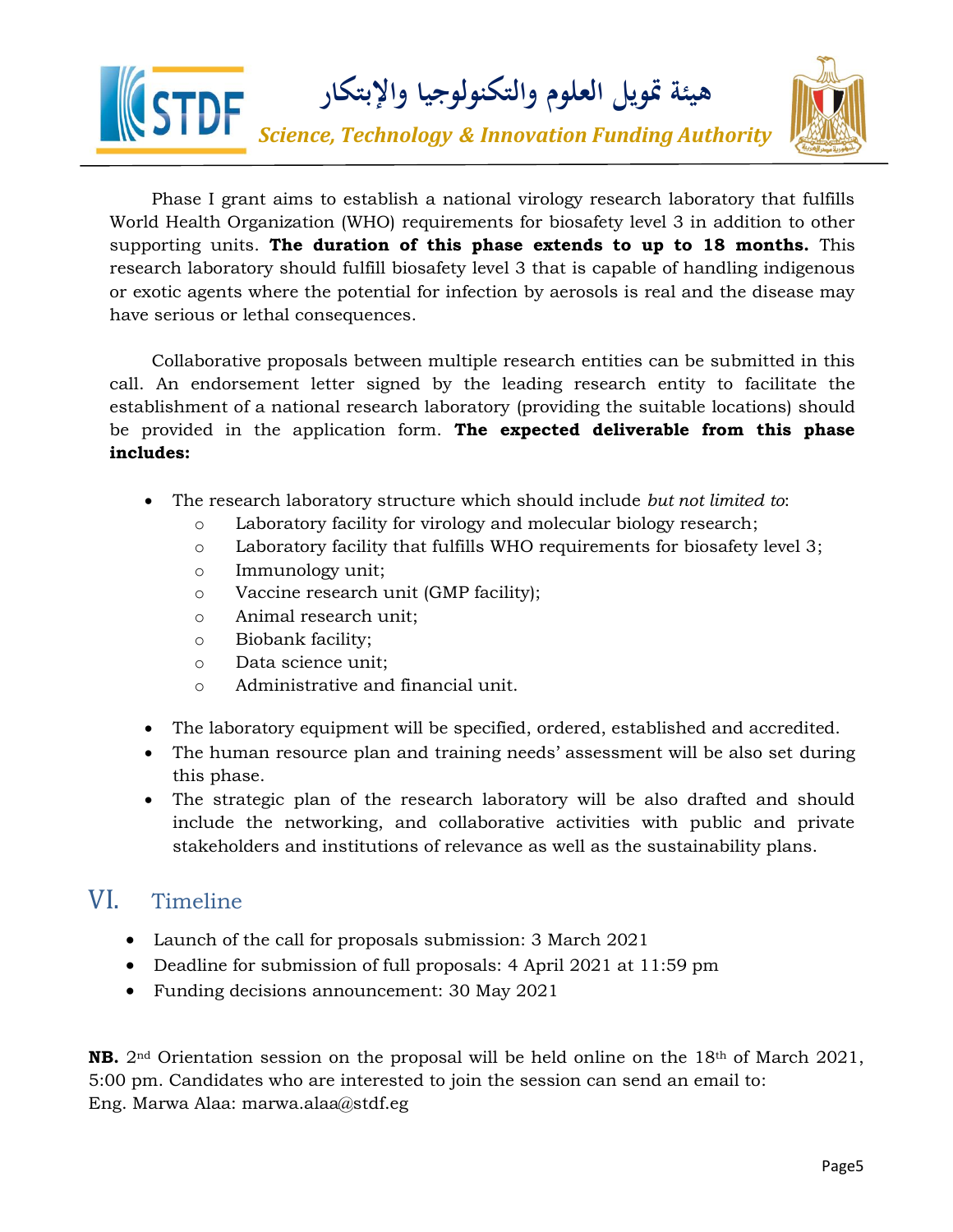Phase I grant aims to establish a national virology research laboratory that fulfills World Health Organization (WHO) requirements for biosafety level 3 in addition to other supporting units. **The duration of this phase extends to up to 18 months.** This research laboratory should fulfill biosafety level 3 that is capable of handling indigenous or exotic agents where the potential for infection by aerosols is real and the disease may have serious or lethal consequences.

Collaborative proposals between multiple research entities can be submitted in this call. An endorsement letter signed by the leading research entity to facilitate the establishment of a national research laboratory (providing the suitable locations) should be provided in the application form. **The expected deliverable from this phase includes:**

- The research laboratory structure which should include *but not limited to*:
  - Laboratory facility for virology and molecular biology research;
  - Laboratory facility that fulfills WHO requirements for biosafety level 3;
  - Immunology unit;
  - Vaccine research unit (GMP facility);
  - Animal research unit;
  - Biobank facility;
  - Data science unit;
  - Administrative and financial unit.
- The laboratory equipment will be specified, ordered, established and accredited.
- The human resource plan and training needs' assessment will be also set during this phase.
- The strategic plan of the research laboratory will be also drafted and should include the networking, and collaborative activities with public and private stakeholders and institutions of relevance as well as the sustainability plans.

## VI. Timeline

- Launch of the call for proposals submission: 3 March 2021
- Deadline for submission of full proposals: 4 April 2021 at 11:59 pm
- Funding decisions announcement: 30 May 2021

**NB.** 2nd Orientation session on the proposal will be held online on the 18th of March 2021, 5:00 pm. Candidates who are interested to join the session can send an email to:
Eng. Marwa Alaa: marwa.alaa@stdf.eg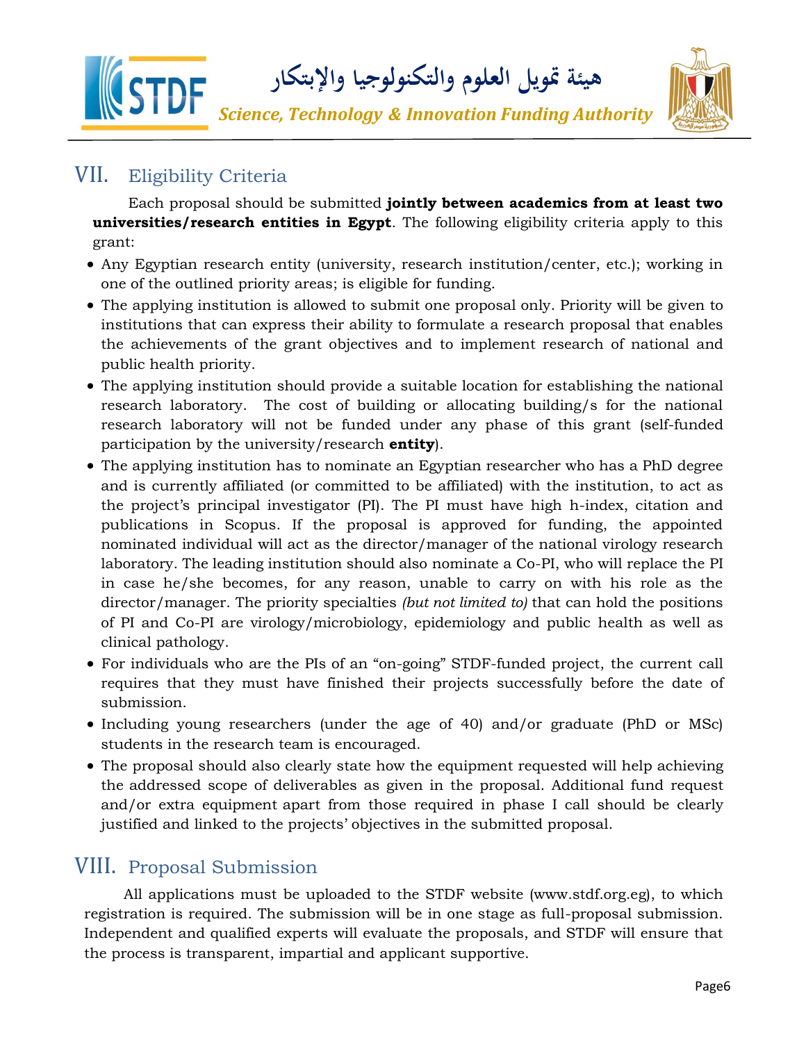## VII. Eligibility Criteria

Each proposal should be submitted **jointly between academics from at least two universities/research entities in Egypt**. The following eligibility criteria apply to this grant:

- Any Egyptian research entity (university, research institution/center, etc.); working in one of the outlined priority areas; is eligible for funding.
- The applying institution is allowed to submit one proposal only. Priority will be given to institutions that can express their ability to formulate a research proposal that enables the achievements of the grant objectives and to implement research of national and public health priority.
- The applying institution should provide a suitable location for establishing the national research laboratory. The cost of building or allocating building/s for the national research laboratory will not be funded under any phase of this grant (self-funded participation by the university/research **entity**).
- The applying institution has to nominate an Egyptian researcher who has a PhD degree and is currently affiliated (or committed to be affiliated) with the institution, to act as the project's principal investigator (PI). The PI must have high h-index, citation and publications in Scopus. If the proposal is approved for funding, the appointed nominated individual will act as the director/manager of the national virology research laboratory. The leading institution should also nominate a Co-PI, who will replace the PI in case he/she becomes, for any reason, unable to carry on with his role as the director/manager. The priority specialties *(but not limited to)* that can hold the positions of PI and Co-PI are virology/microbiology, epidemiology and public health as well as clinical pathology.
- For individuals who are the PIs of an "on-going" STDF-funded project, the current call requires that they must have finished their projects successfully before the date of submission.
- Including young researchers (under the age of 40) and/or graduate (PhD or MSc) students in the research team is encouraged.
- The proposal should also clearly state how the equipment requested will help achieving the addressed scope of deliverables as given in the proposal. Additional fund request and/or extra equipment apart from those required in phase I call should be clearly justified and linked to the projects' objectives in the submitted proposal.

## VIII. Proposal Submission

All applications must be uploaded to the STDF website (www.stdf.org.eg), to which registration is required. The submission will be in one stage as full-proposal submission. Independent and qualified experts will evaluate the proposals, and STDF will ensure that the process is transparent, impartial and applicant supportive.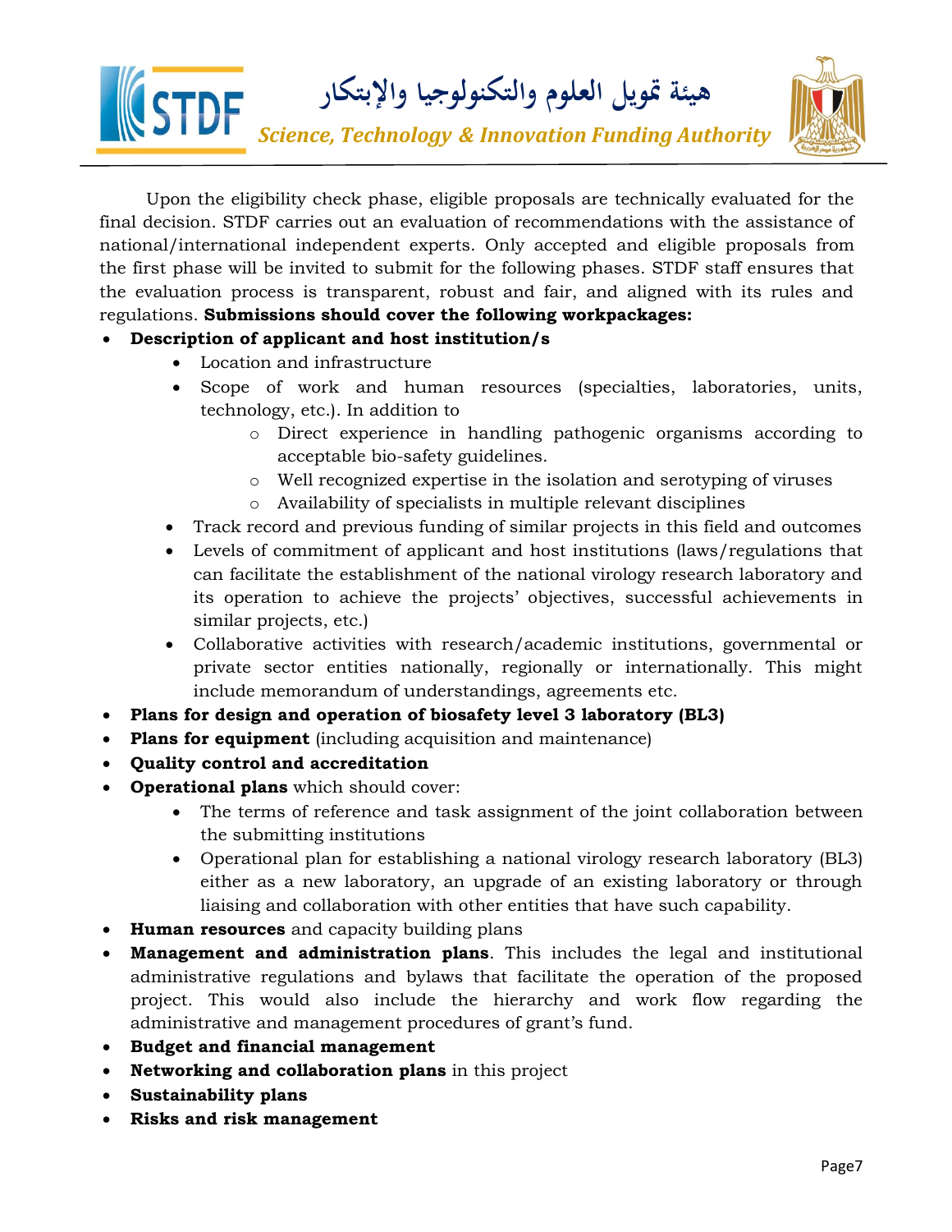Upon the eligibility check phase, eligible proposals are technically evaluated for the final decision. STDF carries out an evaluation of recommendations with the assistance of national/international independent experts. Only accepted and eligible proposals from the first phase will be invited to submit for the following phases. STDF staff ensures that the evaluation process is transparent, robust and fair, and aligned with its rules and regulations. **Submissions should cover the following workpackages:**

- **Description of applicant and host institution/s**
  - Location and infrastructure
  - Scope of work and human resources (specialties, laboratories, units, technology, etc.). In addition to
    - Direct experience in handling pathogenic organisms according to acceptable bio-safety guidelines.
    - Well recognized expertise in the isolation and serotyping of viruses
    - Availability of specialists in multiple relevant disciplines
  - Track record and previous funding of similar projects in this field and outcomes
  - Levels of commitment of applicant and host institutions (laws/regulations that can facilitate the establishment of the national virology research laboratory and its operation to achieve the projects' objectives, successful achievements in similar projects, etc.)
  - Collaborative activities with research/academic institutions, governmental or private sector entities nationally, regionally or internationally. This might include memorandum of understandings, agreements etc.
- **Plans for design and operation of biosafety level 3 laboratory (BL3)**
- **Plans for equipment** (including acquisition and maintenance)
- **Quality control and accreditation**
- **Operational plans** which should cover:
  - The terms of reference and task assignment of the joint collaboration between the submitting institutions
  - Operational plan for establishing a national virology research laboratory (BL3) either as a new laboratory, an upgrade of an existing laboratory or through liaising and collaboration with other entities that have such capability.
- **Human resources** and capacity building plans
- **Management and administration plans**. This includes the legal and institutional administrative regulations and bylaws that facilitate the operation of the proposed project. This would also include the hierarchy and work flow regarding the administrative and management procedures of grant's fund.
- **Budget and financial management**
- **Networking and collaboration plans** in this project
- **Sustainability plans**
- **Risks and risk management**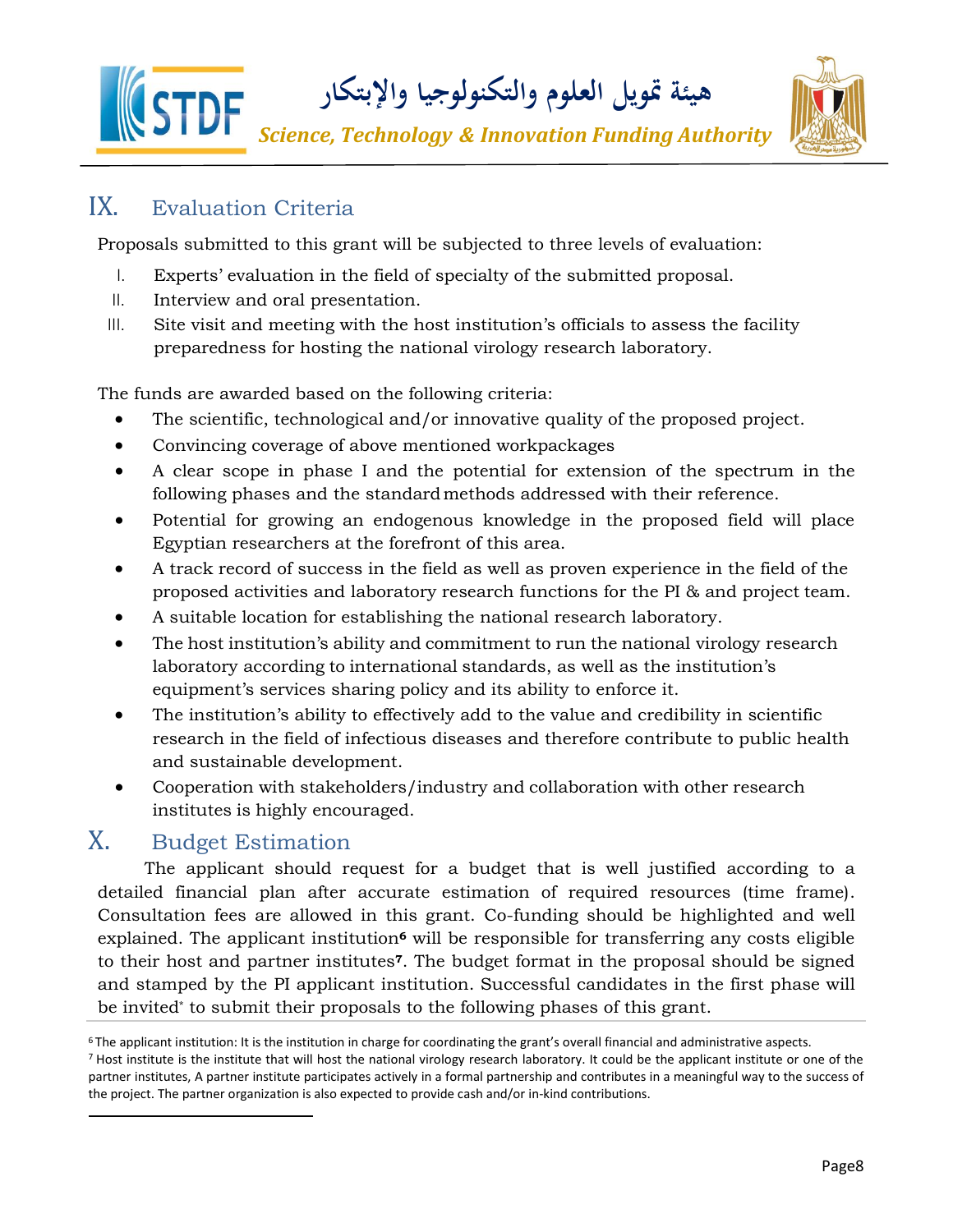## IX. Evaluation Criteria

Proposals submitted to this grant will be subjected to three levels of evaluation:

I. Experts' evaluation in the field of specialty of the submitted proposal.
II. Interview and oral presentation.
III. Site visit and meeting with the host institution's officials to assess the facility preparedness for hosting the national virology research laboratory.

The funds are awarded based on the following criteria:

- The scientific, technological and/or innovative quality of the proposed project.
- Convincing coverage of above mentioned workpackages
- A clear scope in phase I and the potential for extension of the spectrum in the following phases and the standard methods addressed with their reference.
- Potential for growing an endogenous knowledge in the proposed field will place Egyptian researchers at the forefront of this area.
- A track record of success in the field as well as proven experience in the field of the proposed activities and laboratory research functions for the PI & and project team.
- A suitable location for establishing the national research laboratory.
- The host institution's ability and commitment to run the national virology research laboratory according to international standards, as well as the institution's equipment's services sharing policy and its ability to enforce it.
- The institution's ability to effectively add to the value and credibility in scientific research in the field of infectious diseases and therefore contribute to public health and sustainable development.
- Cooperation with stakeholders/industry and collaboration with other research institutes is highly encouraged.

## X. Budget Estimation

The applicant should request for a budget that is well justified according to a detailed financial plan after accurate estimation of required resources (time frame). Consultation fees are allowed in this grant. Co-funding should be highlighted and well explained. The applicant institution[6] will be responsible for transferring any costs eligible to their host and partner institutes[7]. The budget format in the proposal should be signed and stamped by the PI applicant institution. Successful candidates in the first phase will be invited* to submit their proposals to the following phases of this grant.

---

[6] The applicant institution: It is the institution in charge for coordinating the grant's overall financial and administrative aspects.

[7] Host institute is the institute that will host the national virology research laboratory. It could be the applicant institute or one of the partner institutes, A partner institute participates actively in a formal partnership and contributes in a meaningful way to the success of the project. The partner organization is also expected to provide cash and/or in-kind contributions.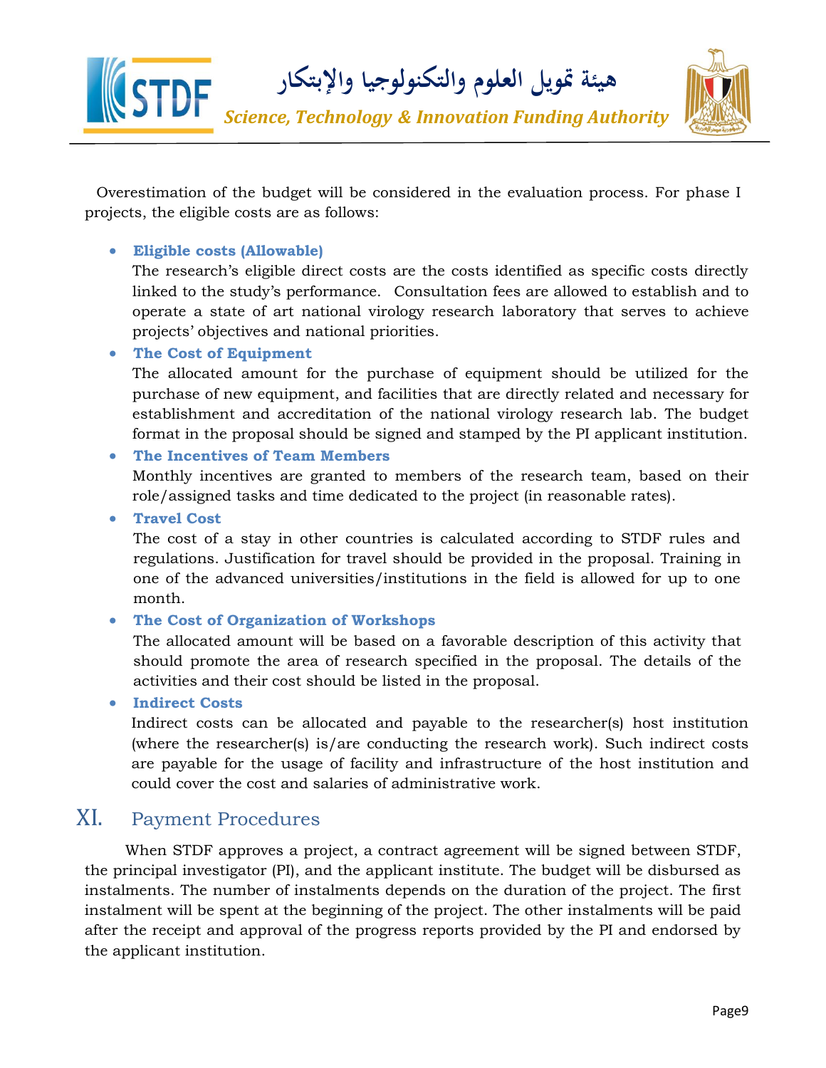Overestimation of the budget will be considered in the evaluation process. For phase I projects, the eligible costs are as follows:

- **Eligible costs (Allowable)**
  The research's eligible direct costs are the costs identified as specific costs directly linked to the study's performance. Consultation fees are allowed to establish and to operate a state of art national virology research laboratory that serves to achieve projects' objectives and national priorities.
- **The Cost of Equipment**
  The allocated amount for the purchase of equipment should be utilized for the purchase of new equipment, and facilities that are directly related and necessary for establishment and accreditation of the national virology research lab. The budget format in the proposal should be signed and stamped by the PI applicant institution.
- **The Incentives of Team Members**
  Monthly incentives are granted to members of the research team, based on their role/assigned tasks and time dedicated to the project (in reasonable rates).
- **Travel Cost**
  The cost of a stay in other countries is calculated according to STDF rules and regulations. Justification for travel should be provided in the proposal. Training in one of the advanced universities/institutions in the field is allowed for up to one month.
- **The Cost of Organization of Workshops**
  The allocated amount will be based on a favorable description of this activity that should promote the area of research specified in the proposal. The details of the activities and their cost should be listed in the proposal.
- **Indirect Costs**
  Indirect costs can be allocated and payable to the researcher(s) host institution (where the researcher(s) is/are conducting the research work). Such indirect costs are payable for the usage of facility and infrastructure of the host institution and could cover the cost and salaries of administrative work.

## XI. Payment Procedures

When STDF approves a project, a contract agreement will be signed between STDF, the principal investigator (PI), and the applicant institute. The budget will be disbursed as instalments. The number of instalments depends on the duration of the project. The first instalment will be spent at the beginning of the project. The other instalments will be paid after the receipt and approval of the progress reports provided by the PI and endorsed by the applicant institution.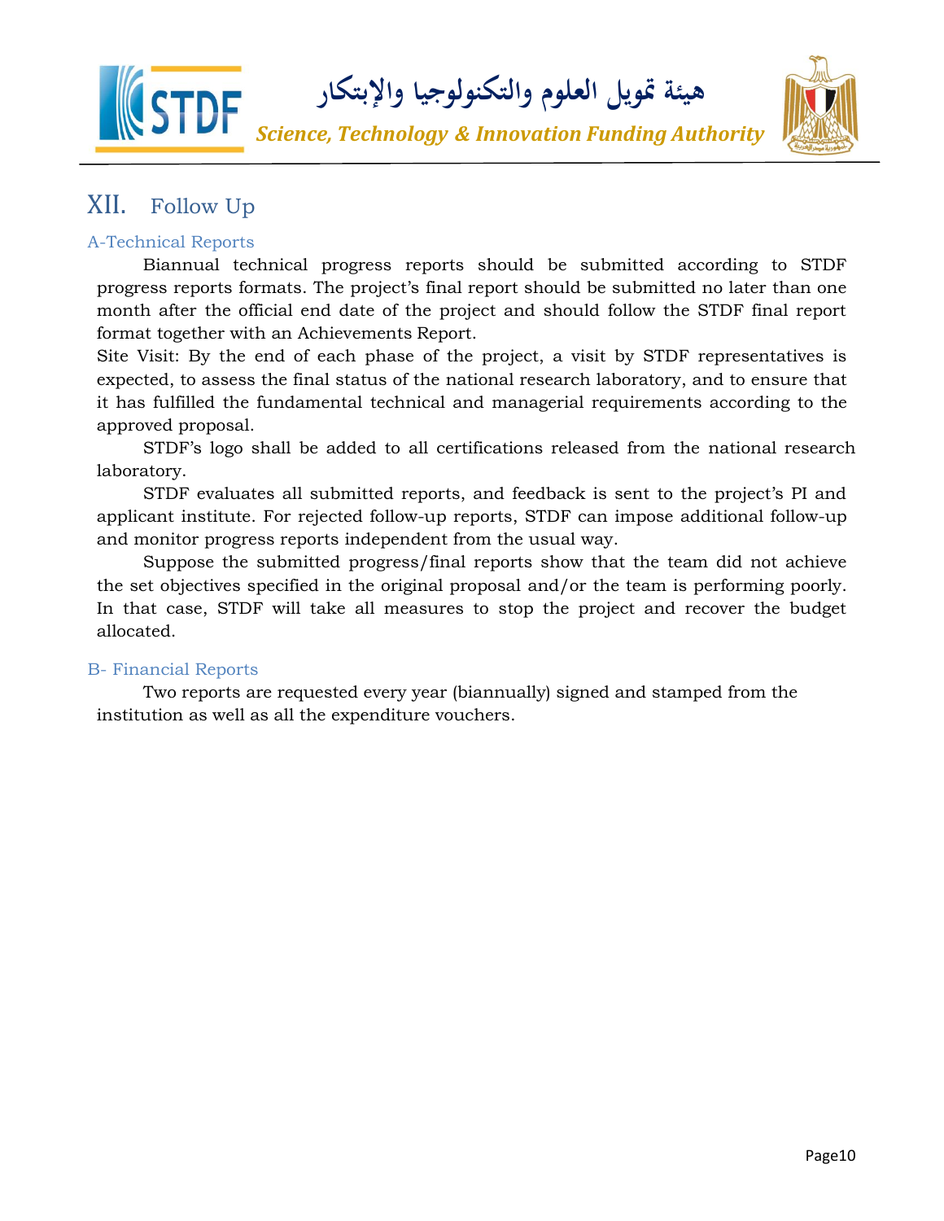## XII. Follow Up

### A-Technical Reports

Biannual technical progress reports should be submitted according to STDF progress reports formats. The project's final report should be submitted no later than one month after the official end date of the project and should follow the STDF final report format together with an Achievements Report.

Site Visit: By the end of each phase of the project, a visit by STDF representatives is expected, to assess the final status of the national research laboratory, and to ensure that it has fulfilled the fundamental technical and managerial requirements according to the approved proposal.

STDF's logo shall be added to all certifications released from the national research laboratory.

STDF evaluates all submitted reports, and feedback is sent to the project's PI and applicant institute. For rejected follow-up reports, STDF can impose additional follow-up and monitor progress reports independent from the usual way.

Suppose the submitted progress/final reports show that the team did not achieve the set objectives specified in the original proposal and/or the team is performing poorly. In that case, STDF will take all measures to stop the project and recover the budget allocated.

### B- Financial Reports

Two reports are requested every year (biannually) signed and stamped from the institution as well as all the expenditure vouchers.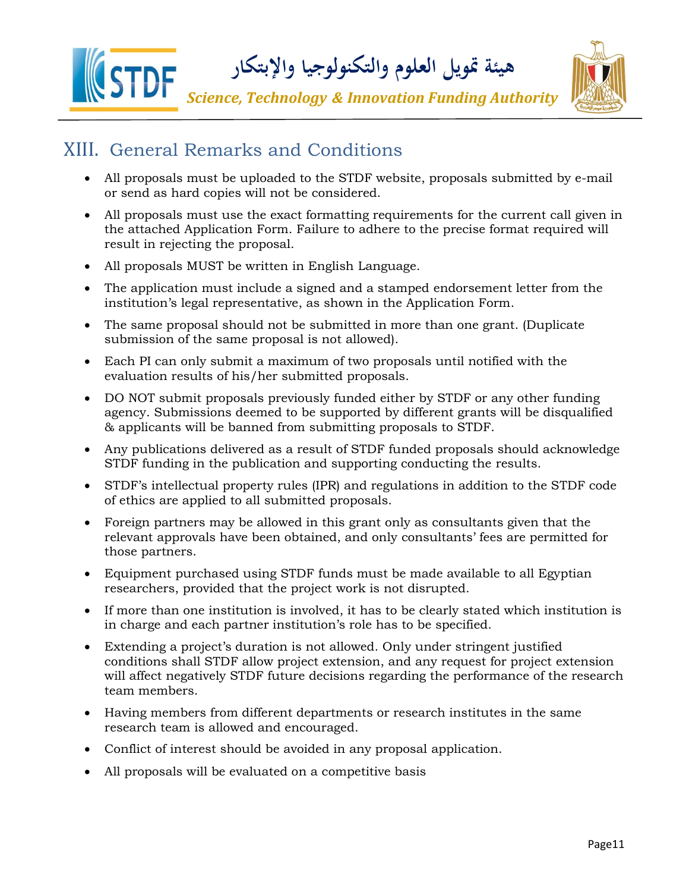## XIII. General Remarks and Conditions

- All proposals must be uploaded to the STDF website, proposals submitted by e-mail or send as hard copies will not be considered.
- All proposals must use the exact formatting requirements for the current call given in the attached Application Form. Failure to adhere to the precise format required will result in rejecting the proposal.
- All proposals MUST be written in English Language.
- The application must include a signed and a stamped endorsement letter from the institution's legal representative, as shown in the Application Form.
- The same proposal should not be submitted in more than one grant. (Duplicate submission of the same proposal is not allowed).
- Each PI can only submit a maximum of two proposals until notified with the evaluation results of his/her submitted proposals.
- DO NOT submit proposals previously funded either by STDF or any other funding agency. Submissions deemed to be supported by different grants will be disqualified & applicants will be banned from submitting proposals to STDF.
- Any publications delivered as a result of STDF funded proposals should acknowledge STDF funding in the publication and supporting conducting the results.
- STDF's intellectual property rules (IPR) and regulations in addition to the STDF code of ethics are applied to all submitted proposals.
- Foreign partners may be allowed in this grant only as consultants given that the relevant approvals have been obtained, and only consultants' fees are permitted for those partners.
- Equipment purchased using STDF funds must be made available to all Egyptian researchers, provided that the project work is not disrupted.
- If more than one institution is involved, it has to be clearly stated which institution is in charge and each partner institution's role has to be specified.
- Extending a project's duration is not allowed. Only under stringent justified conditions shall STDF allow project extension, and any request for project extension will affect negatively STDF future decisions regarding the performance of the research team members.
- Having members from different departments or research institutes in the same research team is allowed and encouraged.
- Conflict of interest should be avoided in any proposal application.
- All proposals will be evaluated on a competitive basis